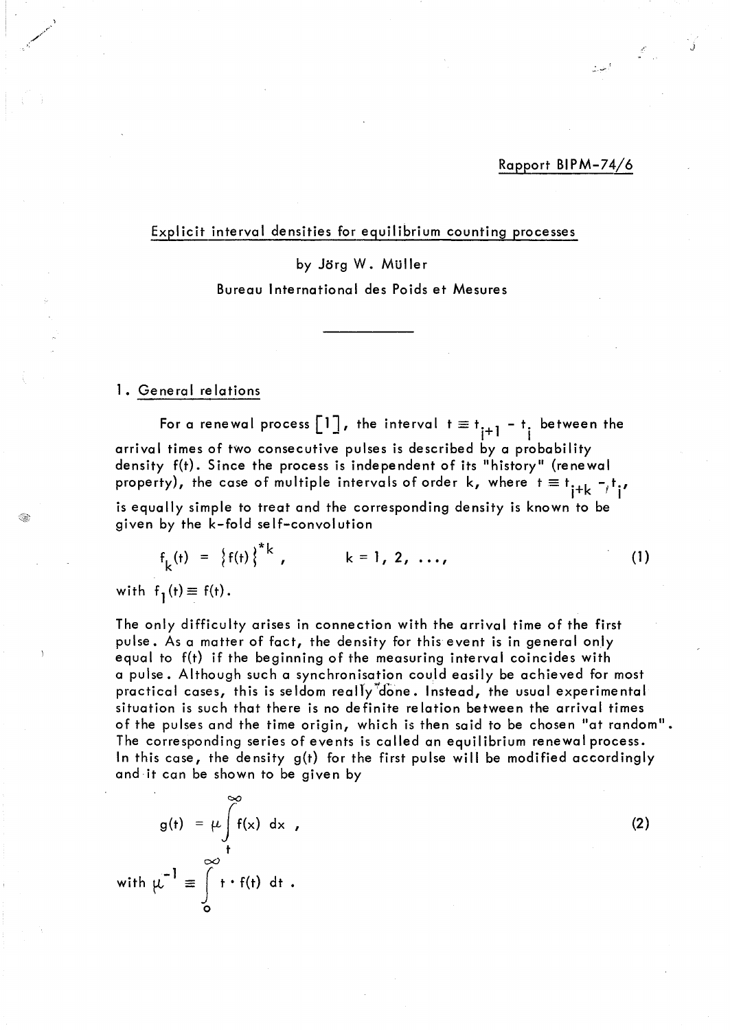Rapport BIPM-74/6

# Explicit interval densities for equilibrium counting processes

by Jörg W. Müller

Bureau International des Poids et Mesures

---

## 1. General relations

For a renewal process [1], the interval $t \equiv t_{i+1} - t_i$ between the arrival times of two consecutive pulses is described by a probability density f(t). Since the process is independent of its "history" (renewal property), the case of multiple intervals of order k, where $t \equiv t_{i+k} - t_i$, is equally simple to treat and the corresponding density is known to be given by the k-fold self-convolution

$$f_k(t) = \{f(t)\}^{*k}, \qquad k = 1, 2, \ldots, \tag{1}$$

with $f_1(t) \equiv f(t)$.

The only difficulty arises in connection with the arrival time of the first pulse. As a matter of fact, the density for this event is in general only equal to f(t) if the beginning of the measuring interval coincides with a pulse. Although such a synchronisation could easily be achieved for most practical cases, this is seldom really done. Instead, the usual experimental situation is such that there is no definite relation between the arrival times of the pulses and the time origin, which is then said to be chosen "at random". The corresponding series of events is called an equilibrium renewal process. In this case, the density g(t) for the first pulse will be modified accordingly and it can be shown to be given by

$$g(t) = \mu \int_t^\infty f(x)\, dx , \tag{2}$$

with $\mu^{-1} \equiv \int_0^\infty t \cdot f(t)\, dt$.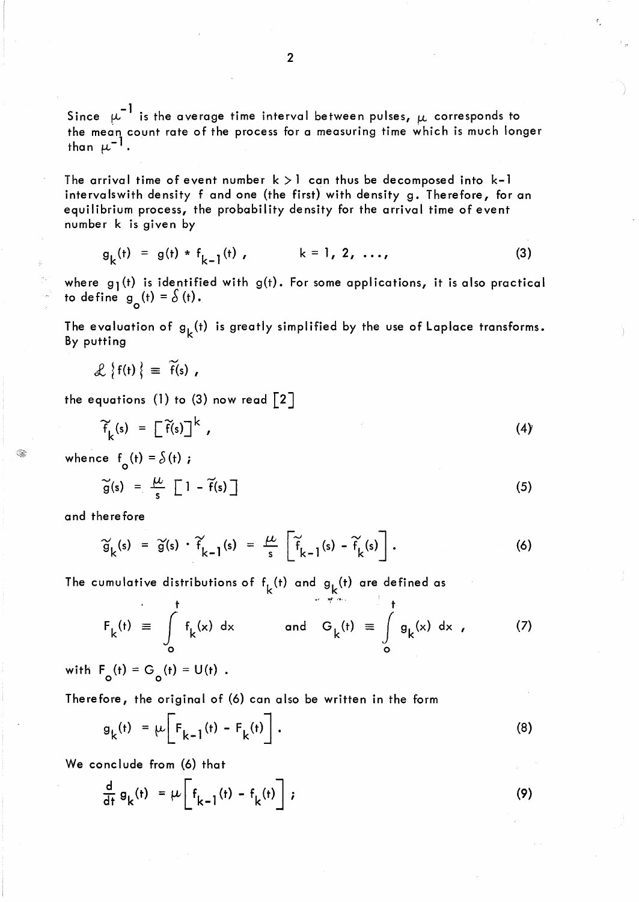Since $\mu^{-1}$ is the average time interval between pulses, $\mu$ corresponds to the mean count rate of the process for a measuring time which is much longer than $\mu^{-1}$.

The arrival time of event number $k > 1$ can thus be decomposed into $k-1$ intervalswith density f and one (the first) with density g. Therefore, for an equilibrium process, the probability density for the arrival time of event number k is given by

$$g_k(t) = g(t) * f_{k-1}(t) , \qquad k = 1, 2, \ldots, \tag{3}$$

where $g_1(t)$ is identified with $g(t)$. For some applications, it is also practical to define $g_o(t) = \delta(t)$.

The evaluation of $g_k(t)$ is greatly simplified by the use of Laplace transforms. By putting

$$\mathcal{L}\{f(t)\} \equiv \tilde{f}(s) ,$$

the equations (1) to (3) now read [2]

$$\tilde{f}_k(s) = [\tilde{f}(s)]^k , \tag{4}$$

whence $f_o(t) = \delta(t)$ ;

$$\tilde{g}(s) = \frac{\mu}{s} [1 - \tilde{f}(s)] \tag{5}$$

and therefore

$$\tilde{g}_k(s) = \tilde{g}(s) \cdot \tilde{f}_{k-1}(s) = \frac{\mu}{s} \left[ \tilde{f}_{k-1}(s) - \tilde{f}_k(s) \right] . \tag{6}$$

The cumulative distributions of $f_k(t)$ and $g_k(t)$ are defined as

$$F_k(t) \equiv \int_0^t f_k(x) \, dx \qquad \text{and} \qquad G_k(t) \equiv \int_0^t g_k(x) \, dx , \tag{7}$$

with $F_o(t) = G_o(t) = U(t)$ .

Therefore, the original of (6) can also be written in the form

$$g_k(t) = \mu \left[ F_{k-1}(t) - F_k(t) \right] . \tag{8}$$

We conclude from (6) that

$$\frac{d}{dt} g_k(t) = \mu \left[ f_{k-1}(t) - f_k(t) \right] ; \tag{9}$$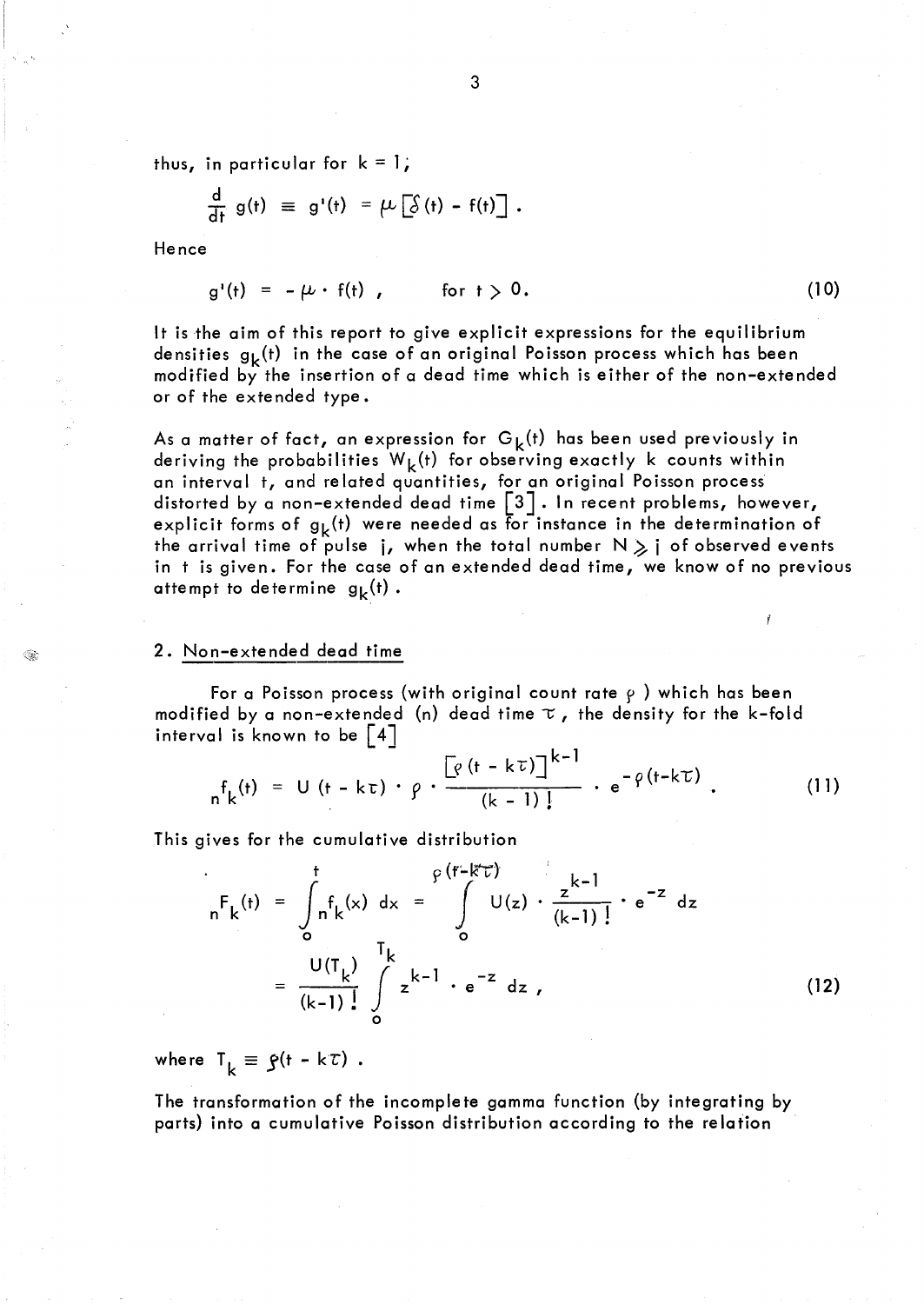thus, in particular for $k = 1$;

$$\frac{d}{dt}\, g(t) \equiv g'(t) = \mu \left[ \delta(t) - f(t) \right] .$$

Hence

$$g'(t) = -\mu \cdot f(t) , \qquad \text{for } t > 0. \tag{10}$$

It is the aim of this report to give explicit expressions for the equilibrium densities $g_k(t)$ in the case of an original Poisson process which has been modified by the insertion of a dead time which is either of the non-extended or of the extended type.

As a matter of fact, an expression for $G_k(t)$ has been used previously in deriving the probabilities $W_k(t)$ for observing exactly k counts within an interval t, and related quantities, for an original Poisson process distorted by a non-extended dead time [3]. In recent problems, however, explicit forms of $g_k(t)$ were needed as for instance in the determination of the arrival time of pulse j, when the total number $N \geqslant j$ of observed events in t is given. For the case of an extended dead time, we know of no previous attempt to determine $g_k(t)$.

## 2. Non-extended dead time

For a Poisson process (with original count rate $\rho$ ) which has been modified by a non-extended (n) dead time $\tau$, the density for the k-fold interval is known to be [4]

$${}_n f_k(t) = U(t - k\tau) \cdot \rho \cdot \frac{\left[\rho\,(t - k\tau)\right]^{k-1}}{(k-1)!} \cdot e^{-\rho(t-k\tau)} . \tag{11}$$

This gives for the cumulative distribution

$$\begin{aligned} {}_n F_k(t) &= \int_0^t {}_n f_k(x)\, dx = \int_0^{\rho(t-k\tau)} U(z) \cdot \frac{z^{k-1}}{(k-1)!} \cdot e^{-z}\, dz \\ &= \frac{U(T_k)}{(k-1)!} \int_0^{T_k} z^{k-1} \cdot e^{-z}\, dz , \end{aligned} \tag{12}$$

where $T_k \equiv \rho(t - k\tau)$.

The transformation of the incomplete gamma function (by integrating by parts) into a cumulative Poisson distribution according to the relation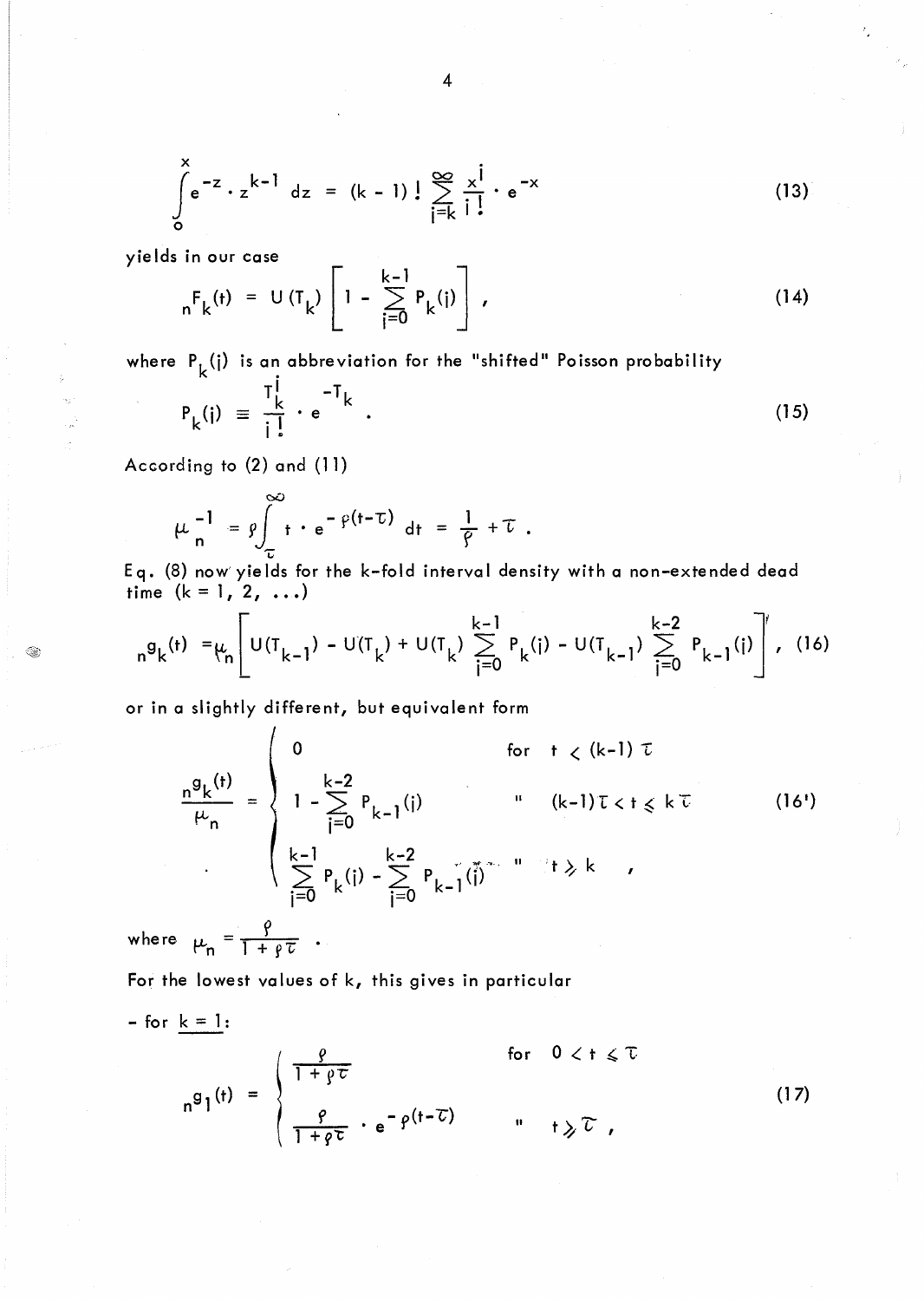$$\int_0^x e^{-z} \cdot z^{k-1} \, dz = (k-1)! \sum_{j=k}^{\infty} \frac{x^j}{j!} \cdot e^{-x} \tag{13}$$

yields in our case

$$_nF_k(t) = U(T_k) \left[ 1 - \sum_{j=0}^{k-1} P_k(j) \right] , \tag{14}$$

where $P_k(j)$ is an abbreviation for the "shifted" Poisson probability

$$P_k(j) \equiv \frac{T_k^j}{j!} \cdot e^{-T_k} . \tag{15}$$

According to (2) and (11)

$$\mu_n^{-1} = \varrho \int_{\tau}^{\infty} t \cdot e^{-\varrho(t-\tau)} \, dt = \frac{1}{\varrho} + \tau .$$

Eq. (8) now yields for the k-fold interval density with a non-extended dead time $(k = 1, 2, \ldots)$

$$_ng_k(t) = \mu_n \left[ U(T_{k-1}) - U(T_k) + U(T_k) \sum_{j=0}^{k-1} P_k(j) - U(T_{k-1}) \sum_{j=0}^{k-2} P_{k-1}(j) \right] , \tag{16}$$

or in a slightly different, but equivalent form

$$\frac{_ng_k(t)}{\mu_n} = \begin{cases} 0 & \text{for } t < (k-1)\tau \\ 1 - \sum\limits_{j=0}^{k-2} P_{k-1}(j) & \text{"} \quad (k-1)\tau < t \leqslant k\tau \\ \sum\limits_{j=0}^{k-1} P_k(j) - \sum\limits_{j=0}^{k-2} P_{k-1}(j) & \text{"} \quad t \geqslant k \end{cases} , \tag{16'}$$

where $\mu_n = \dfrac{\varrho}{1 + \varrho\tau}$ .

For the lowest values of k, this gives in particular

- for <u>k = 1</u>:

$$_ng_1(t) = \begin{cases} \dfrac{\varrho}{1 + \varrho\tau} & \text{for } 0 < t \leqslant \tau \\ \dfrac{\varrho}{1 + \varrho\tau} \cdot e^{-\varrho(t-\tau)} & \text{"} \quad t \geqslant \tau , \end{cases} \tag{17}$$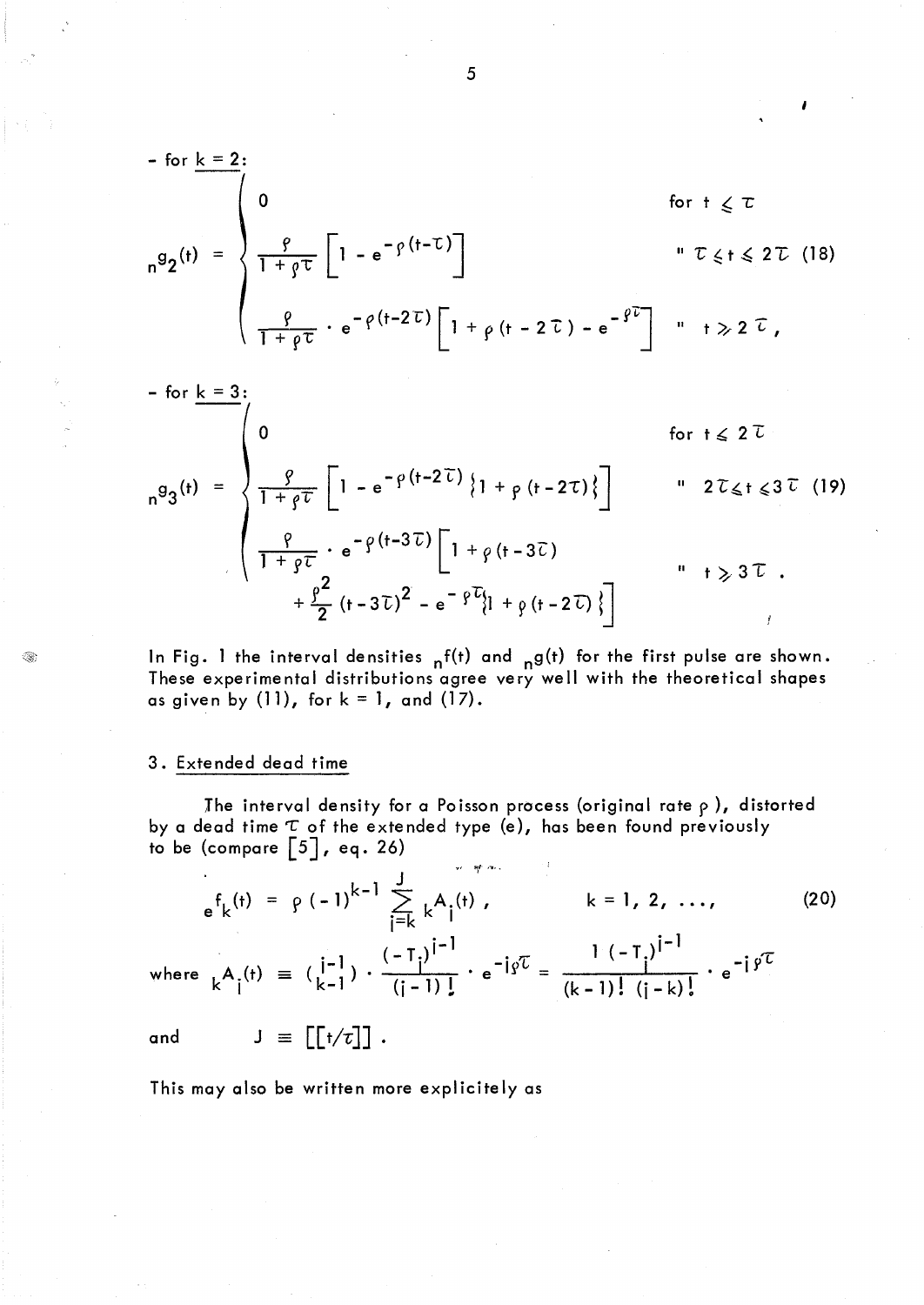- for $k = 2$:

$$
{}_n g_2(t) = \begin{cases} 0 & \text{for } t \leqslant \tau \\ \dfrac{\rho}{1+\rho\tau}\left[1 - e^{-\rho(t-\tau)}\right] & \text{" } \tau \leqslant t \leqslant 2\tau \\ \dfrac{\rho}{1+\rho\tau} \cdot e^{-\rho(t-2\tau)}\left[1 + \rho(t-2\tau) - e^{-\rho\tau}\right] & \text{" } t \geqslant 2\tau , \end{cases} \tag{18}
$$

- for $k = 3$:

$$
{}_n g_3(t) = \begin{cases} 0 & \text{for } t \leqslant 2\tau \\ \dfrac{\rho}{1+\rho\tau}\left[1 - e^{-\rho(t-2\tau)}\{1 + \rho(t-2\tau)\}\right] & \text{" } 2\tau \leqslant t \leqslant 3\tau \\ \dfrac{\rho}{1+\rho\tau} \cdot e^{-\rho(t-3\tau)}\Big[1 + \rho(t-3\tau) & \\ \quad + \dfrac{\rho^2}{2}(t-3\tau)^2 - e^{-\rho\tau}\{1 + \rho(t-2\tau)\}\Big] & \text{" } t \geqslant 3\tau . \end{cases} \tag{19}
$$

In Fig. 1 the interval densities ${}_n f(t)$ and ${}_n g(t)$ for the first pulse are shown. These experimental distributions agree very well with the theoretical shapes as given by (11), for $k = 1$, and (17).

## 3. Extended dead time

The interval density for a Poisson process (original rate $\rho$), distorted by a dead time $\tau$ of the extended type (e), has been found previously to be (compare [5], eq. 26)

$$
{}_e f_k(t) = \rho(-1)^{k-1} \sum_{j=k}^{J} {}_k A_j(t) , \qquad k = 1, 2, \ldots, \tag{20}
$$

where ${}_k A_j(t) \equiv \binom{j-1}{k-1} \cdot \dfrac{(-T_j)^{j-1}}{(j-1)!} \cdot e^{-j\rho\tau} = \dfrac{1}{(k-1)!} \dfrac{(-T_j)^{j-1}}{(j-k)!} \cdot e^{-j\rho\tau}$

and $\quad J \equiv [[t/\tau]]$ .

This may also be written more explicitely as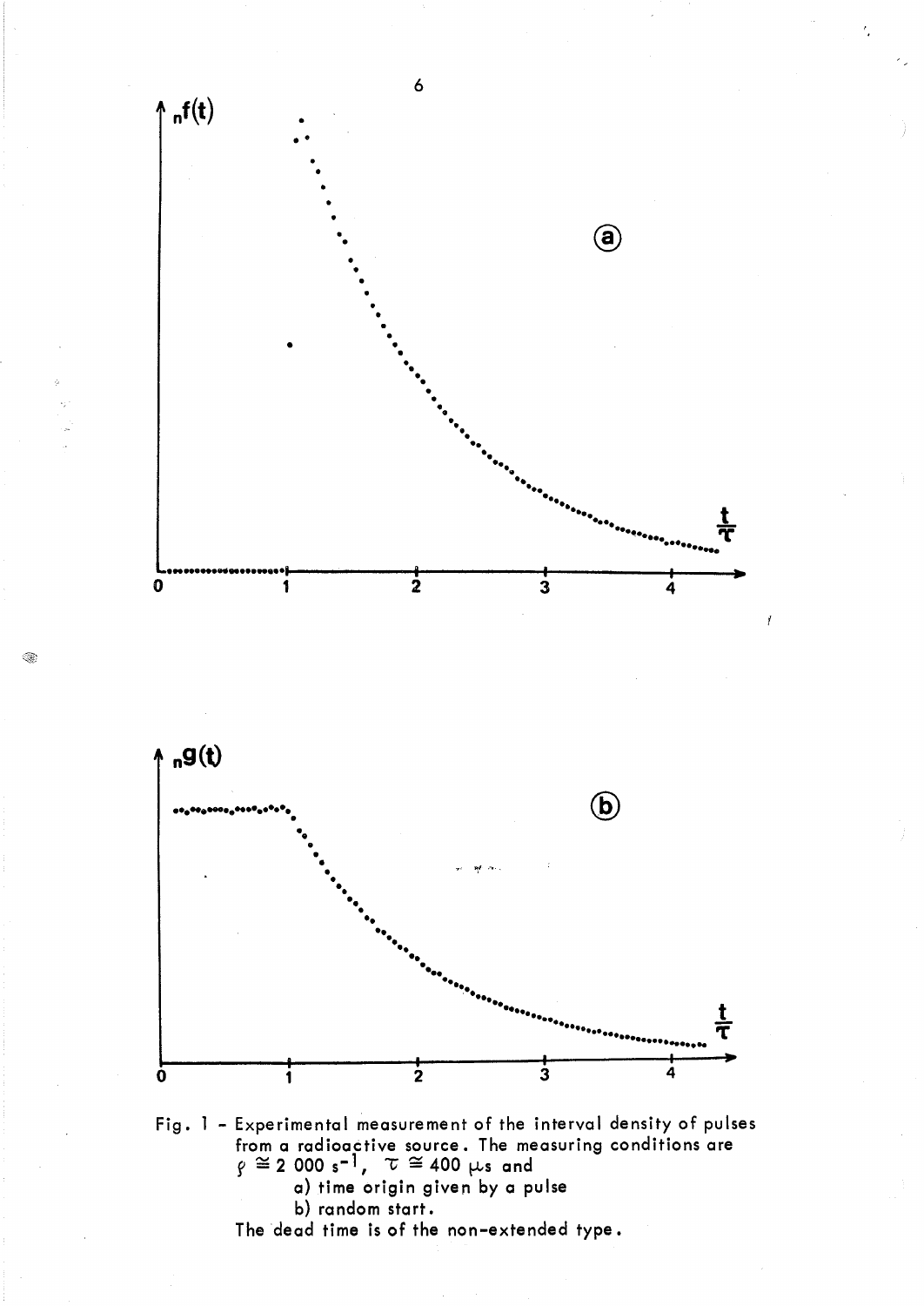Fig. 1 - Experimental measurement of the interval density of pulses from a radioactive source. The measuring conditions are $\rho \cong 2\ 000\ s^{-1}$, $\tau \cong 400\ \mu s$ and

a) time origin given by a pulse

b) random start.

The dead time is of the non-extended type.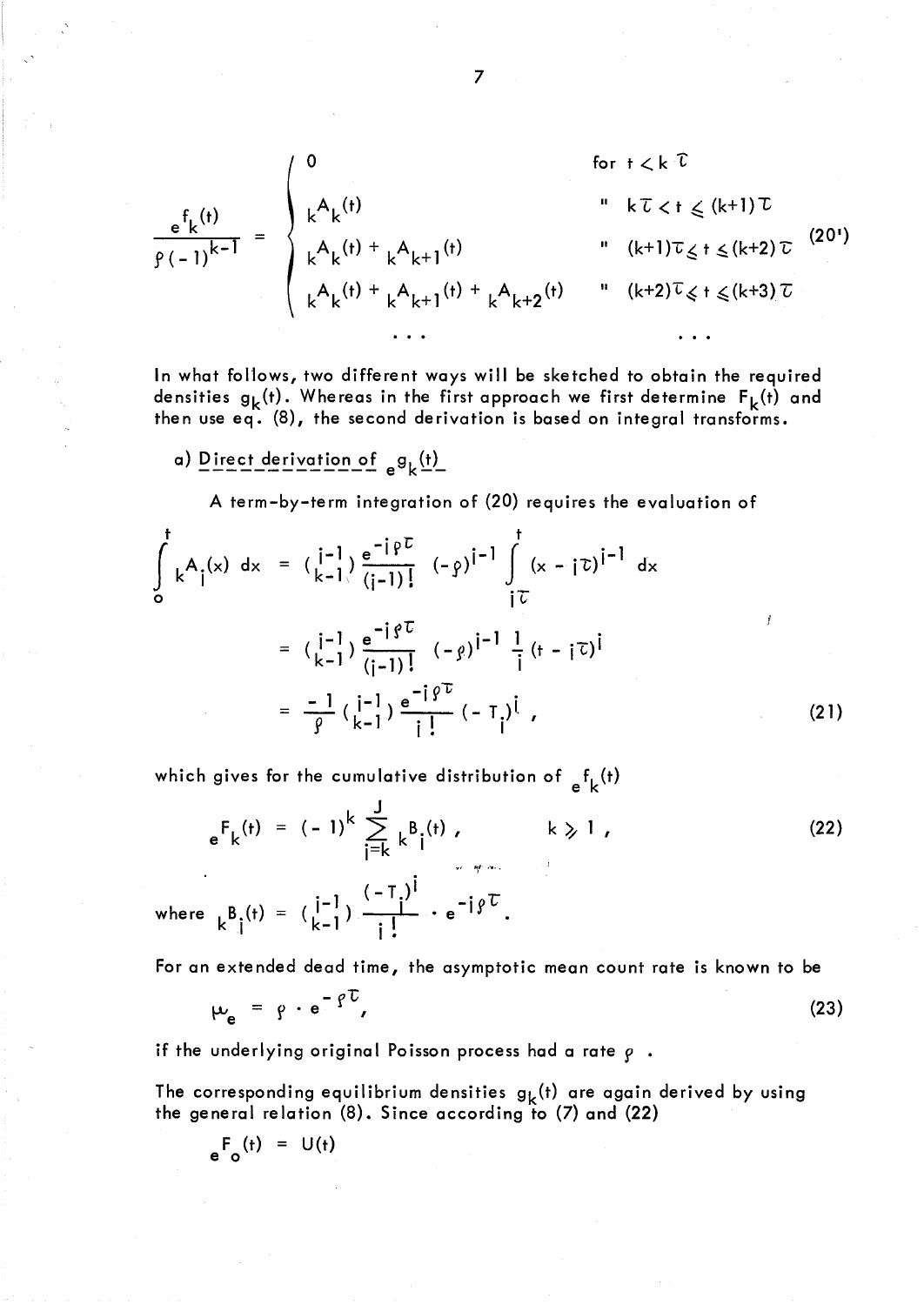$$\frac{{}_e f_k(t)}{\rho(-1)^{k-1}} = \begin{cases} 0 & \text{for } t < k\tau \\ {}_kA_k(t) & \text{"} \quad k\tau < t \leqslant (k+1)\tau \\ {}_kA_k(t) + {}_kA_{k+1}(t) & \text{"} \quad (k+1)\tau \leqslant t \leqslant (k+2)\tau \\ {}_kA_k(t) + {}_kA_{k+1}(t) + {}_kA_{k+2}(t) & \text{"} \quad (k+2)\tau \leqslant t \leqslant (k+3)\tau \\ \cdots & \cdots \end{cases} \tag{20'}$$

In what follows, two different ways will be sketched to obtain the required densities $g_k(t)$. Whereas in the first approach we first determine $F_k(t)$ and then use eq. (8), the second derivation is based on integral transforms.

a) Direct derivation of ${}_eg_k(t)$

A term-by-term integration of (20) requires the evaluation of

$$\begin{aligned} \int_0^t {}_kA_i(x)\, dx &= \binom{i-1}{k-1} \frac{e^{-i\rho\tau}}{(i-1)!} (-\rho)^{i-1} \int_{i\tau}^t (x - i\tau)^{i-1}\, dx \\ &= \binom{i-1}{k-1} \frac{e^{-i\rho\tau}}{(i-1)!} (-\rho)^{i-1} \frac{1}{i} (t - i\tau)^i \\ &= \frac{-1}{\rho} \binom{i-1}{k-1} \frac{e^{-i\rho\tau}}{i!} (-T_i)^i , \end{aligned} \tag{21}$$

which gives for the cumulative distribution of ${}_ef_k(t)$

$$ {}_eF_k(t) = (-1)^k \sum_{i=k}^{J} {}_kB_i(t) , \qquad k \geqslant 1 , \tag{22}$$

where ${}_kB_i(t) = \binom{i-1}{k-1} \dfrac{(-T_i)^i}{i!} \cdot e^{-i\rho\tau}$.

For an extended dead time, the asymptotic mean count rate is known to be

$$\mu_e = \rho \cdot e^{-\rho\tau} , \tag{23}$$

if the underlying original Poisson process had a rate $\rho$ .

The corresponding equilibrium densities $g_k(t)$ are again derived by using the general relation (8). Since according to (7) and (22)

$${}_eF_o(t) = U(t)$$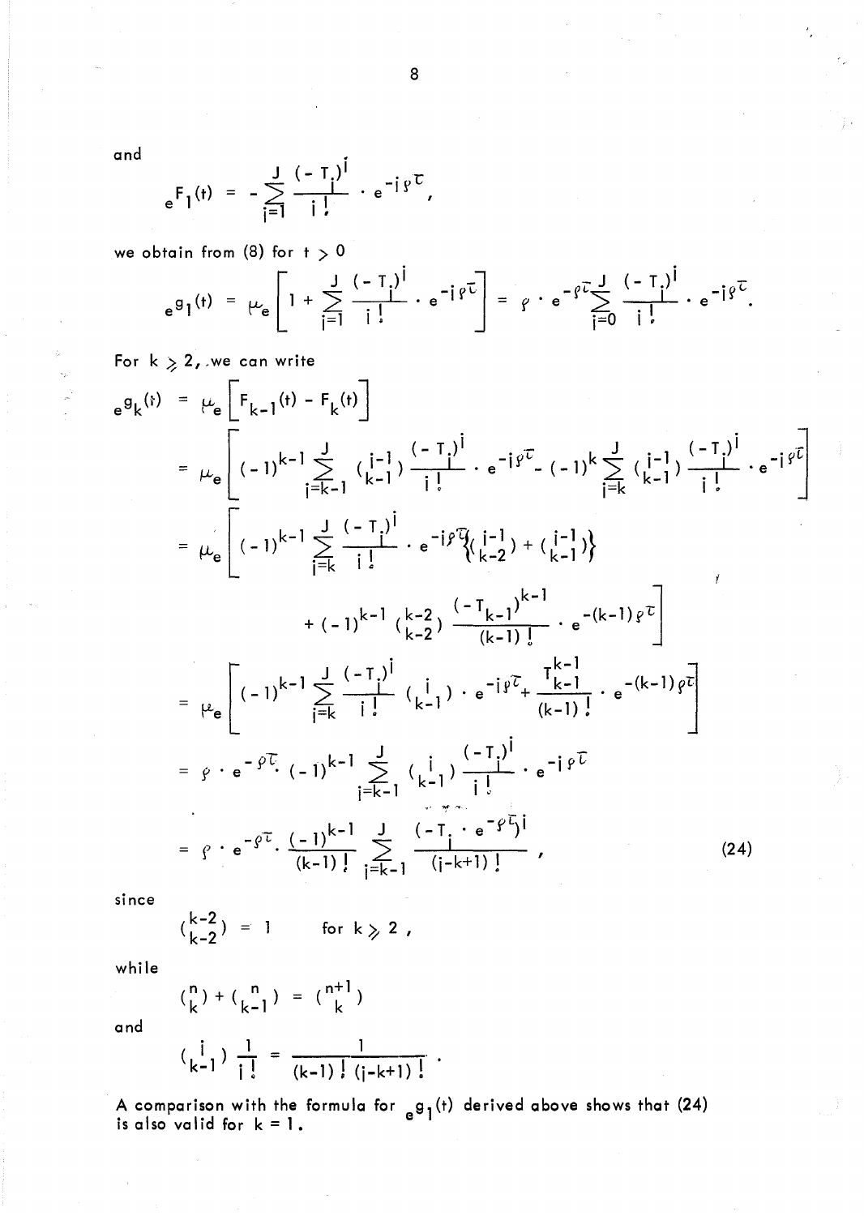and

$$ {}_eF_1(t) = -\sum_{i=1}^{J} \frac{(-T_i)^i}{i!} \cdot e^{-i\rho\tau}, $$

we obtain from (8) for $t > 0$

$$ {}_eg_1(t) = \mu_e \left[ 1 + \sum_{i=1}^{J} \frac{(-T_i)^i}{i!} \cdot e^{-i\rho\tau} \right] = \rho \cdot e^{-\rho\tau} \sum_{i=0}^{J} \frac{(-T_i)^i}{i!} \cdot e^{-i\rho\tau}. $$

For $k \geq 2$, we can write

$$
\begin{aligned}
{}_eg_k(t) &= \mu_e \left[ F_{k-1}(t) - F_k(t) \right] \\
&= \mu_e \left[ (-1)^{k-1} \sum_{i=k-1}^{J} \binom{i-1}{k-1} \frac{(-T_i)^i}{i!} \cdot e^{-i\rho\tau} - (-1)^k \sum_{i=k}^{J} \binom{i-1}{k-1} \frac{(-T_i)^i}{i!} \cdot e^{-i\rho\tau} \right] \\
&= \mu_e \left[ (-1)^{k-1} \sum_{i=k}^{J} \frac{(-T_i)^i}{i!} \cdot e^{-i\rho\tau} \left\{ \binom{i-1}{k-2} + \binom{i-1}{k-1} \right\} \right. \\
&\qquad \left. + (-1)^{k-1} \binom{k-2}{k-2} \frac{(-T_{k-1})^{k-1}}{(k-1)!} \cdot e^{-(k-1)\rho\tau} \right] \\
&= \mu_e \left[ (-1)^{k-1} \sum_{i=k}^{J} \frac{(-T_i)^i}{i!} \binom{i}{k-1} \cdot e^{-i\rho\tau} + \frac{T_{k-1}^{k-1}}{(k-1)!} \cdot e^{-(k-1)\rho\tau} \right] \\
&= \rho \cdot e^{-\rho\tau} \cdot (-1)^{k-1} \sum_{i=k-1}^{J} \binom{i}{k-1} \frac{(-T_i)^i}{i!} \cdot e^{-i\rho\tau} \\
&= \rho \cdot e^{-\rho\tau} \cdot \frac{(-1)^{k-1}}{(k-1)!} \sum_{i=k-1}^{J} \frac{(-T_i \cdot e^{-\rho\tau})^i}{(i-k+1)!},
\end{aligned}
\tag{24}
$$

since

$$ \binom{k-2}{k-2} = 1 \qquad \text{for } k \geq 2, $$

while

$$ \binom{n}{k} + \binom{n}{k-1} = \binom{n+1}{k} $$

and

$$ \binom{i}{k-1} \frac{1}{i!} = \frac{1}{(k-1)!\,(i-k+1)!}. $$

A comparison with the formula for ${}_eg_1(t)$ derived above shows that (24) is also valid for $k = 1$.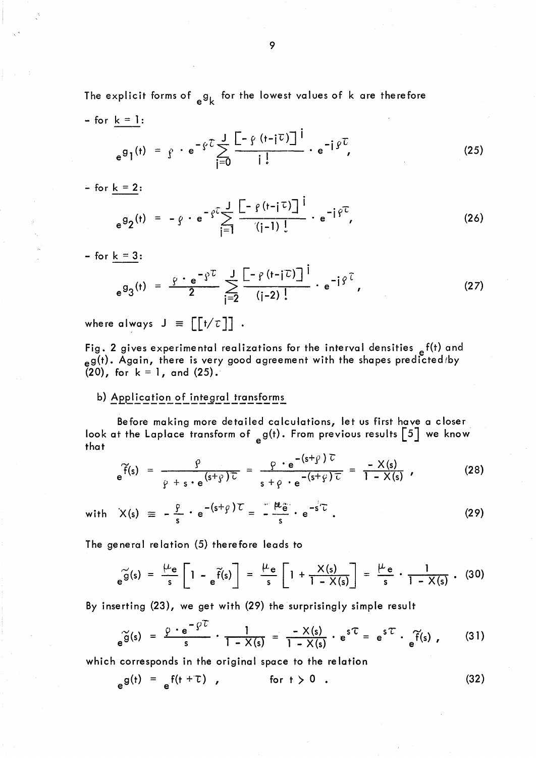The explicit forms of ${}_e g_k$ for the lowest values of k are therefore

- for $k = 1$:

$$ {}_e g_1(t) = \rho \cdot e^{-\rho\tau} \sum_{j=0}^{J} \frac{[-\rho(t-j\tau)]^j}{j!} \cdot e^{-j\rho\tau}, \tag{25} $$

- for $k = 2$:

$$ {}_e g_2(t) = -\rho \cdot e^{-\rho\tau} \sum_{j=1}^{J} \frac{[-\rho(t-j\tau)]^j}{(j-1)!} \cdot e^{-j\rho\tau}, \tag{26} $$

- for $k = 3$:

$$ {}_e g_3(t) = \frac{\rho \cdot e^{-\rho\tau}}{2} \sum_{j=2}^{J} \frac{[-\rho(t-j\tau)]^j}{(j-2)!} \cdot e^{-j\rho\tau}, \tag{27} $$

where always $J \equiv [[t/\tau]]$ .

Fig. 2 gives experimental realizations for the interval densities ${}_e f(t)$ and ${}_e g(t)$. Again, there is very good agreement with the shapes predicted by (20), for $k = 1$, and (25).

b) Application of integral transforms

Before making more detailed calculations, let us first have a closer look at the Laplace transform of ${}_e g(t)$. From previous results [5] we know that

$$ {}_e\tilde{f}(s) = \frac{\rho}{\rho + s \cdot e^{(s+\rho)\tau}} = \frac{\rho \cdot e^{-(s+\rho)\tau}}{s + \rho \cdot e^{-(s+\rho)\tau}} = \frac{-X(s)}{1 - X(s)}, \tag{28} $$

$$ \text{with} \quad X(s) \equiv -\frac{\rho}{s} \cdot e^{-(s+\rho)\tau} = -\frac{\mu_e}{s} \cdot e^{-s\tau} . \tag{29} $$

The general relation (5) therefore leads to

$$ {}_e\tilde{g}(s) = \frac{\mu_e}{s}\left[1 - {}_e\tilde{f}(s)\right] = \frac{\mu_e}{s}\left[1 + \frac{X(s)}{1 - X(s)}\right] = \frac{\mu_e}{s} \cdot \frac{1}{1 - X(s)} . \tag{30} $$

By inserting (23), we get with (29) the surprisingly simple result

$$ {}_e\tilde{g}(s) = \frac{\rho \cdot e^{-\rho\tau}}{s} \cdot \frac{1}{1 - X(s)} = \frac{-X(s)}{1 - X(s)} \cdot e^{s\tau} = e^{s\tau} \cdot {}_e\tilde{f}(s) , \tag{31} $$

which corresponds in the original space to the relation

$$ {}_e g(t) = {}_e f(t + \tau) , \qquad \text{for } t > 0 . \tag{32} $$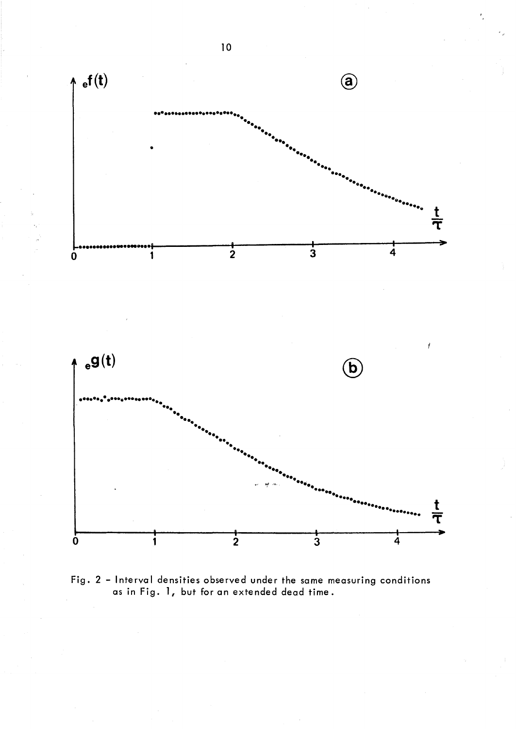Fig. 2 - Interval densities observed under the same measuring conditions as in Fig. 1, but for an extended dead time.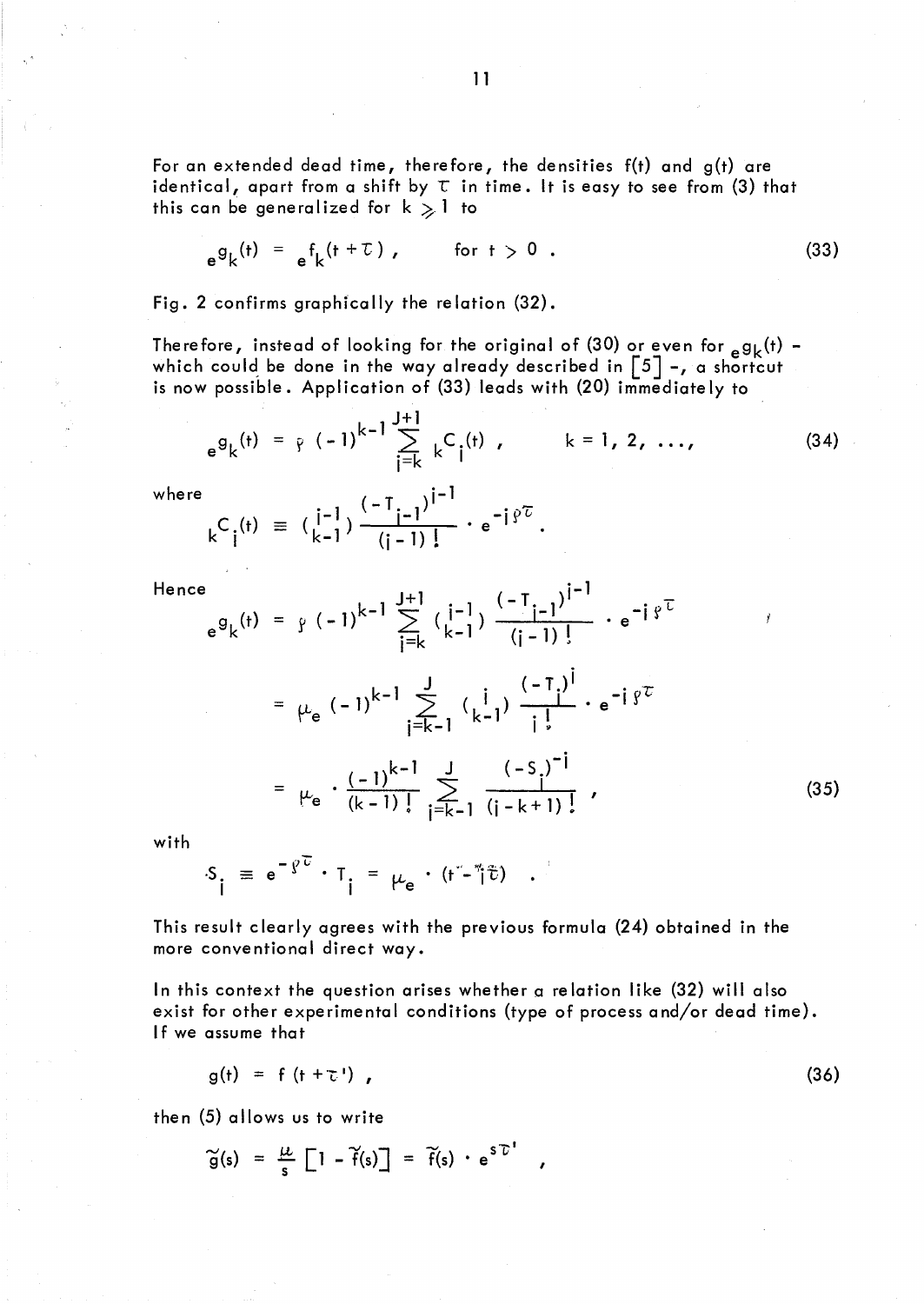For an extended dead time, therefore, the densities f(t) and g(t) are identical, apart from a shift by $\tau$ in time. It is easy to see from (3) that this can be generalized for $k \geqslant 1$ to

$$ {}_e g_k(t) = {}_e f_k(t+\tau) , \qquad \text{for } t > 0 . \tag{33} $$

Fig. 2 confirms graphically the relation (32).

Therefore, instead of looking for the original of (30) or even for ${}_e g_k(t)$ - which could be done in the way already described in [5] -, a shortcut is now possible. Application of (33) leads with (20) immediately to

$$ {}_e g_k(t) = \rho\,(-1)^{k-1} \sum_{i=k}^{J+1} {}_k C_i(t) , \qquad k = 1, 2, \ldots , \tag{34} $$

where

$$ {}_k C_i(t) \equiv \binom{i-1}{k-1} \frac{(-T_{i-1})^{i-1}}{(i-1)!} \cdot e^{-i\rho\tau} . $$

Hence

$$ \begin{aligned} {}_e g_k(t) &= \rho\,(-1)^{k-1} \sum_{i=k}^{J+1} \binom{i-1}{k-1} \frac{(-T_{i-1})^{i-1}}{(i-1)!} \cdot e^{-i\rho\tau} \\ &= \mu_e\,(-1)^{k-1} \sum_{i=k-1}^{J} \binom{i}{k-1} \frac{(-T_i)^{i}}{i!} \cdot e^{-i\rho\tau} \\ &= \mu_e \cdot \frac{(-1)^{k-1}}{(k-1)!} \sum_{i=k-1}^{J} \frac{(-S_i)^{-i}}{(i-k+1)!} , \end{aligned} \tag{35} $$

with

$$ S_i \equiv e^{-\rho\tau} \cdot T_i = \mu_e \cdot (t - i\tau) . $$

This result clearly agrees with the previous formula (24) obtained in the more conventional direct way.

In this context the question arises whether a relation like (32) will also exist for other experimental conditions (type of process and/or dead time). If we assume that

$$ g(t) = f(t + \tau') , \tag{36} $$

then (5) allows us to write

$$ \tilde{g}(s) = \frac{\mu}{s}\left[1 - \tilde{f}(s)\right] = \tilde{f}(s) \cdot e^{s\tau'} , $$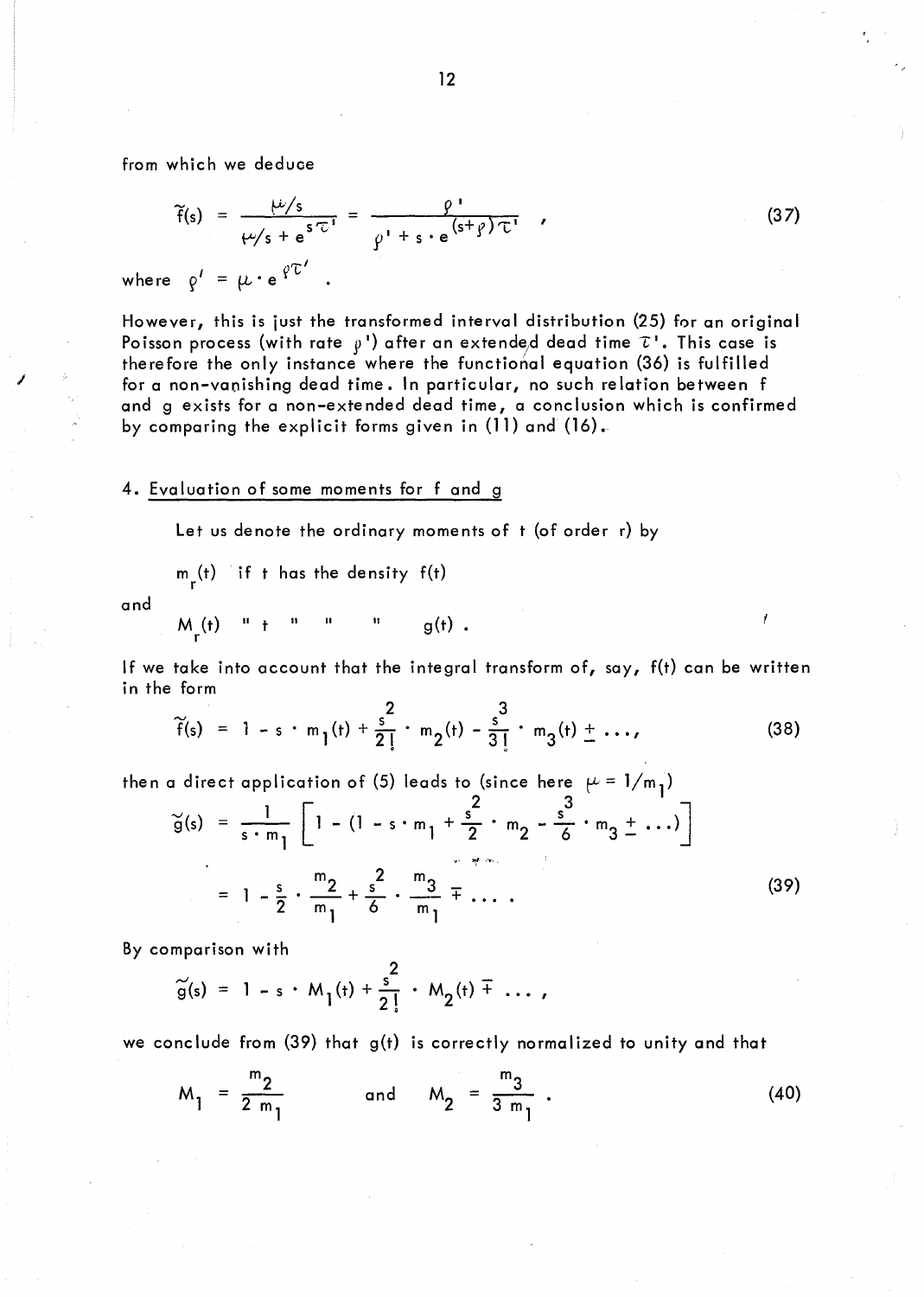from which we deduce

$$\tilde{f}(s) = \frac{\mu/s}{\mu/s + e^{s\tau'}} = \frac{\rho'}{\rho' + s \cdot e^{(s+\rho)\tau'}} \quad , \tag{37}$$

where $\rho' = \mu \cdot e^{\rho\tau'}$ .

However, this is just the transformed interval distribution (25) for an original Poisson process (with rate $\rho'$) after an extended dead time $\tau'$. This case is therefore the only instance where the functional equation (36) is fulfilled for a non-vanishing dead time. In particular, no such relation between f and g exists for a non-extended dead time, a conclusion which is confirmed by comparing the explicit forms given in (11) and (16).

## 4. Evaluation of some moments for f and g

Let us denote the ordinary moments of t (of order r) by

$m_r(t)$ if t has the density $f(t)$

and

$M_r(t)$ " t " " " $g(t)$ .

If we take into account that the integral transform of, say, $f(t)$ can be written in the form

$$\tilde{f}(s) = 1 - s \cdot m_1(t) + \frac{s^2}{2!} \cdot m_2(t) - \frac{s^3}{3!} \cdot m_3(t) \pm \ldots, \tag{38}$$

then a direct application of (5) leads to (since here $\mu = 1/m_1$)

$$\begin{aligned} \tilde{g}(s) &= \frac{1}{s \cdot m_1} \left[ 1 - (1 - s \cdot m_1 + \frac{s^2}{2} \cdot m_2 - \frac{s^3}{6} \cdot m_3 \pm \ldots) \right] \\ &= 1 - \frac{s}{2} \cdot \frac{m_2}{m_1} + \frac{s^2}{6} \cdot \frac{m_3}{m_1} \mp \ldots . \end{aligned} \tag{39}$$

By comparison with

$$\tilde{g}(s) = 1 - s \cdot M_1(t) + \frac{s^2}{2!} \cdot M_2(t) \mp \ldots ,$$

we conclude from (39) that $g(t)$ is correctly normalized to unity and that

$$M_1 = \frac{m_2}{2\, m_1} \qquad \text{and} \qquad M_2 = \frac{m_3}{3\, m_1} . \tag{40}$$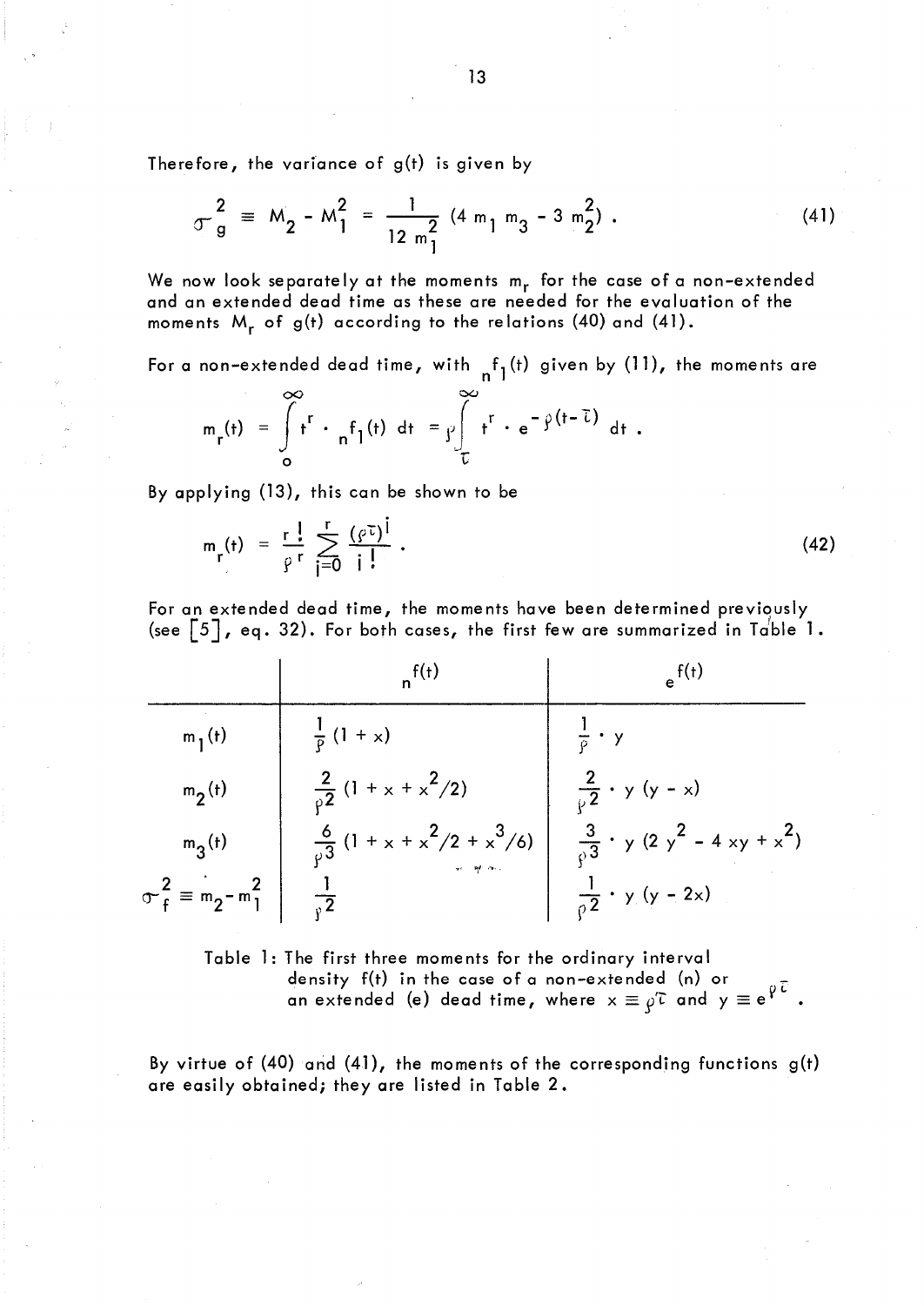Therefore, the variance of g(t) is given by

$$\sigma_g^2 \equiv M_2 - M_1^2 = \frac{1}{12\, m_1^2} \left(4\, m_1\, m_3 - 3\, m_2^2\right) . \tag{41}$$

We now look separately at the moments $m_r$ for the case of a non-extended and an extended dead time as these are needed for the evaluation of the moments $M_r$ of g(t) according to the relations (40) and (41).

For a non-extended dead time, with ${}_nf_1(t)$ given by (11), the moments are

$$m_r(t) = \int_0^\infty t^r \cdot {}_nf_1(t)\, dt = \rho \int_\tau^\infty t^r \cdot e^{-\rho(t-\tau)}\, dt .$$

By applying (13), this can be shown to be

$$m_r(t) = \frac{r!}{\rho^r} \sum_{i=0}^{r} \frac{(\rho\tau)^i}{i!} . \tag{42}$$

For an extended dead time, the moments have been determined previously (see [5], eq. 32). For both cases, the first few are summarized in Table 1.

| | ${}_nf(t)$ | ${}_ef(t)$ |
|---|---|---|
| $m_1(t)$ | $\frac{1}{\rho}(1 + x)$ | $\frac{1}{\rho} \cdot y$ |
| $m_2(t)$ | $\frac{2}{\rho^2}(1 + x + x^2/2)$ | $\frac{2}{\rho^2} \cdot y\,(y - x)$ |
| $m_3(t)$ | $\frac{6}{\rho^3}(1 + x + x^2/2 + x^3/6)$ | $\frac{3}{\rho^3} \cdot y\,(2\,y^2 - 4\,xy + x^2)$ |
| $\sigma_f^2 \equiv m_2 - m_1^2$ | $\frac{1}{\rho^2}$ | $\frac{1}{\rho^2} \cdot y\,(y - 2x)$ |

Table 1: The first three moments for the ordinary interval density f(t) in the case of a non-extended (n) or an extended (e) dead time, where $x \equiv \rho\tau$ and $y \equiv e^{\rho\tau}$ .

By virtue of (40) and (41), the moments of the corresponding functions g(t) are easily obtained; they are listed in Table 2.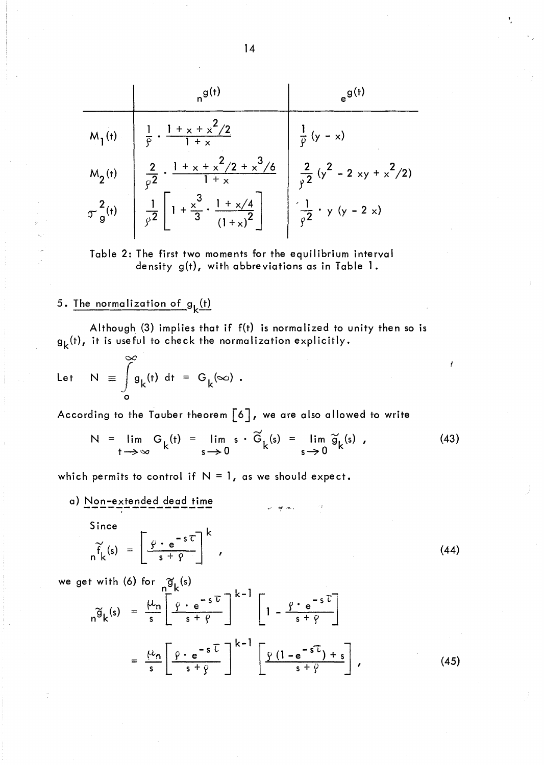| | ${}_{n}g(t)$ | ${}_{e}g(t)$ |
|---|---|---|
| $M_1(t)$ | $\frac{1}{\rho} \cdot \frac{1 + x + x^2/2}{1 + x}$ | $\frac{1}{\rho}(y - x)$ |
| $M_2(t)$ | $\frac{2}{\rho^2} \cdot \frac{1 + x + x^2/2 + x^3/6}{1 + x}$ | $\frac{2}{\rho^2}(y^2 - 2\,xy + x^2/2)$ |
| $\sigma_g^2(t)$ | $\frac{1}{\rho^2}\left[1 + \frac{x^3}{3} \cdot \frac{1 + x/4}{(1+x)^2}\right]$ | $\frac{1}{\rho^2} \cdot y\,(y - 2\,x)$ |

Table 2: The first two moments for the equilibrium interval density g(t), with abbreviations as in Table 1.

## 5. The normalization of $g_k(t)$

Although (3) implies that if f(t) is normalized to unity then so is $g_k(t)$, it is useful to check the normalization explicitly.

Let $N \equiv \int_0^\infty g_k(t)\, dt = G_k(\infty)$ .

According to the Tauber theorem [6], we are also allowed to write

$$N = \lim_{t \to \infty} G_k(t) = \lim_{s \to 0} s \cdot \tilde{G}_k(s) = \lim_{s \to 0} \tilde{g}_k(s) \, , \tag{43}$$

which permits to control if N = 1, as we should expect.

a) Non-extended dead time

Since

$$_n\tilde{f}_k(s) = \left[\frac{\rho \cdot e^{-s\tau}}{s + \rho}\right]^k \, , \tag{44}$$

we get with (6) for $_n\tilde{g}_k(s)$

$$_n\tilde{g}_k(s) = \frac{\mu_n}{s}\left[\frac{\rho \cdot e^{-s\tau}}{s + \rho}\right]^{k-1}\left[1 - \frac{\rho \cdot e^{-s\tau}}{s + \rho}\right]$$

$$= \frac{\mu_n}{s}\left[\frac{\rho \cdot e^{-s\tau}}{s + \rho}\right]^{k-1}\left[\frac{\rho\,(1 - e^{-s\tau}) + s}{s + \rho}\right] , \tag{45}$$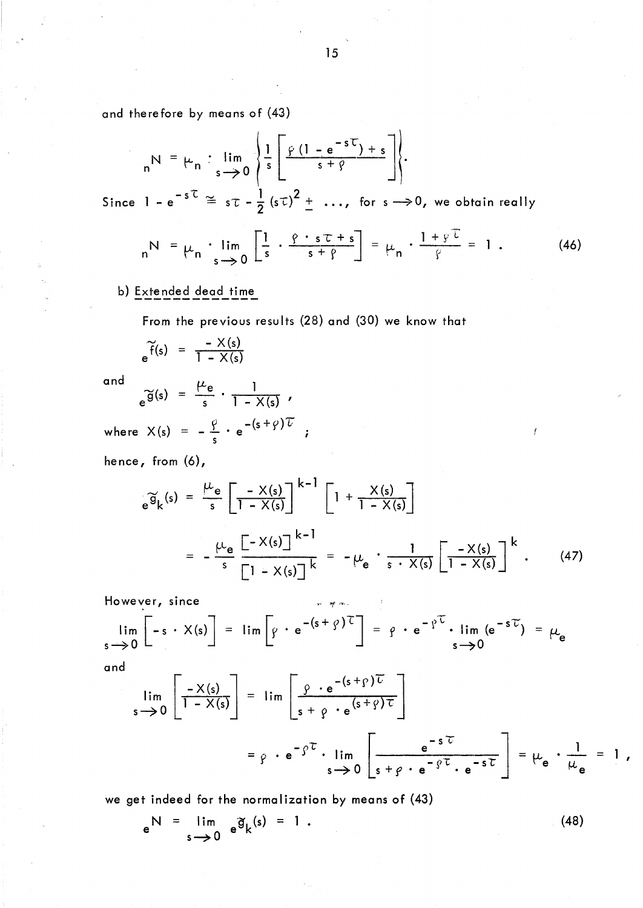and therefore by means of (43)

$$
{}_nN = \mu_n \cdot \lim_{s \to 0} \left\{ \frac{1}{s} \left[ \frac{\rho (1 - e^{-s\tau}) + s}{s + \rho} \right] \right\}.
$$

Since $1 - e^{-s\tau} \cong s\tau - \frac{1}{2}(s\tau)^2 \pm \ldots$, for $s \to 0$, we obtain really

$$
{}_nN = \mu_n \cdot \lim_{s \to 0} \left[ \frac{1}{s} \cdot \frac{\rho \cdot s\tau + s}{s + \rho} \right] = \mu_n \cdot \frac{1 + \rho\tau}{\rho} = 1 . \tag{46}
$$

b) Extended dead time

From the previous results (28) and (30) we know that

$$
{}_e\tilde{f}(s) = \frac{-X(s)}{1 - X(s)}
$$

and

$$
{}_e\tilde{g}(s) = \frac{\mu_e}{s} \cdot \frac{1}{1 - X(s)} ,
$$

where $X(s) = -\frac{\rho}{s} \cdot e^{-(s+\rho)\tau}$ ;

hence, from (6),

$$
{}_e\tilde{g}_k(s) = \frac{\mu_e}{s} \left[ \frac{-X(s)}{1 - X(s)} \right]^{k-1} \left[ 1 + \frac{X(s)}{1 - X(s)} \right]
$$

$$
= -\frac{\mu_e}{s} \frac{\left[ -X(s) \right]^{k-1}}{\left[ 1 - X(s) \right]^{k}} = -\mu_e \cdot \frac{1}{s \cdot X(s)} \left[ \frac{-X(s)}{1 - X(s)} \right]^{k} . \tag{47}
$$

However, since

$$
\lim_{s \to 0} \left[ -s \cdot X(s) \right] = \lim \left[ \rho \cdot e^{-(s+\rho)\tau} \right] = \rho \cdot e^{-\rho\tau} \cdot \lim_{s \to 0} (e^{-s\tau}) = \mu_e
$$

and

$$
\lim_{s \to 0} \left[ \frac{-X(s)}{1 - X(s)} \right] = \lim \left[ \frac{\rho \cdot e^{-(s+\rho)\tau}}{s + \rho \cdot e^{(s+\rho)\tau}} \right]
$$

$$
= \rho \cdot e^{-\rho\tau} \cdot \lim_{s \to 0} \left[ \frac{e^{-s\tau}}{s + \rho \cdot e^{-\rho\tau} \cdot e^{-s\tau}} \right] = \mu_e \cdot \frac{1}{\mu_e} = 1 ,
$$

we get indeed for the normalization by means of (43)

$$
{}_eN = \lim_{s \to 0} {}_e\tilde{g}_k(s) = 1 . \tag{48}
$$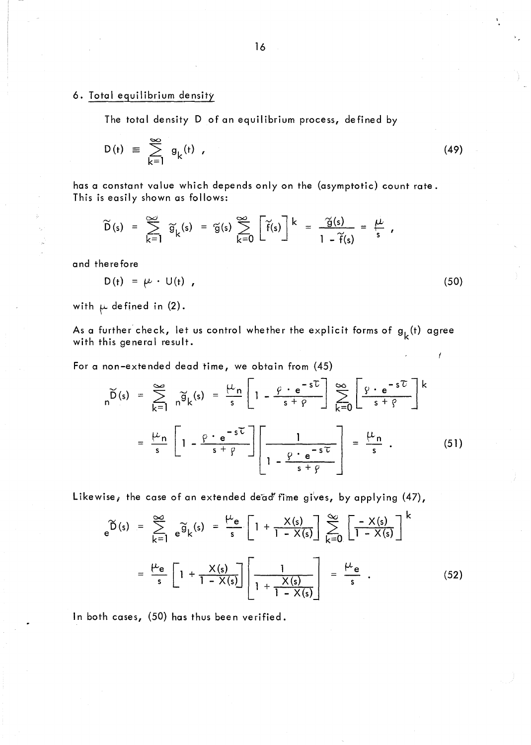## 6. Total equilibrium density

The total density D of an equilibrium process, defined by

$$D(t) \equiv \sum_{k=1}^{\infty} g_k(t) , \tag{49}$$

has a constant value which depends only on the (asymptotic) count rate. This is easily shown as follows:

$$\tilde{D}(s) = \sum_{k=1}^{\infty} \tilde{g}_k(s) = \tilde{g}(s) \sum_{k=0}^{\infty} \left[\tilde{f}(s)\right]^k = \frac{\tilde{g}(s)}{1 - \tilde{f}(s)} = \frac{\mu}{s} ,$$

and therefore

$$D(t) = \mu \cdot U(t) , \tag{50}$$

with $\mu$ defined in (2).

As a further check, let us control whether the explicit forms of $g_k(t)$ agree with this general result.

For a non-extended dead time, we obtain from (45)

$$\begin{aligned} {}_n\tilde{D}(s) &= \sum_{k=1}^{\infty} {}_n\tilde{g}_k(s) = \frac{\mu_n}{s} \left[1 - \frac{\rho \cdot e^{-s\tau}}{s+\rho}\right] \sum_{k=0}^{\infty} \left[\frac{\rho \cdot e^{-s\tau}}{s+\rho}\right]^k \\ &= \frac{\mu_n}{s} \left[1 - \frac{\rho \cdot e^{-s\tau}}{s+\rho}\right] \left[\frac{1}{1 - \frac{\rho \cdot e^{-s\tau}}{s+\rho}}\right] = \frac{\mu_n}{s} . \end{aligned} \tag{51}$$

Likewise, the case of an extended dead time gives, by applying (47),

$$\begin{aligned} {}_e\tilde{D}(s) &= \sum_{k=1}^{\infty} {}_e\tilde{g}_k(s) = \frac{\mu_e}{s} \left[1 + \frac{X(s)}{1 - X(s)}\right] \sum_{k=0}^{\infty} \left[\frac{-X(s)}{1 - X(s)}\right]^k \\ &= \frac{\mu_e}{s} \left[1 + \frac{X(s)}{1 - X(s)}\right] \left[\frac{1}{1 + \frac{X(s)}{1 - X(s)}}\right] = \frac{\mu_e}{s} . \end{aligned} \tag{52}$$

In both cases, (50) has thus been verified.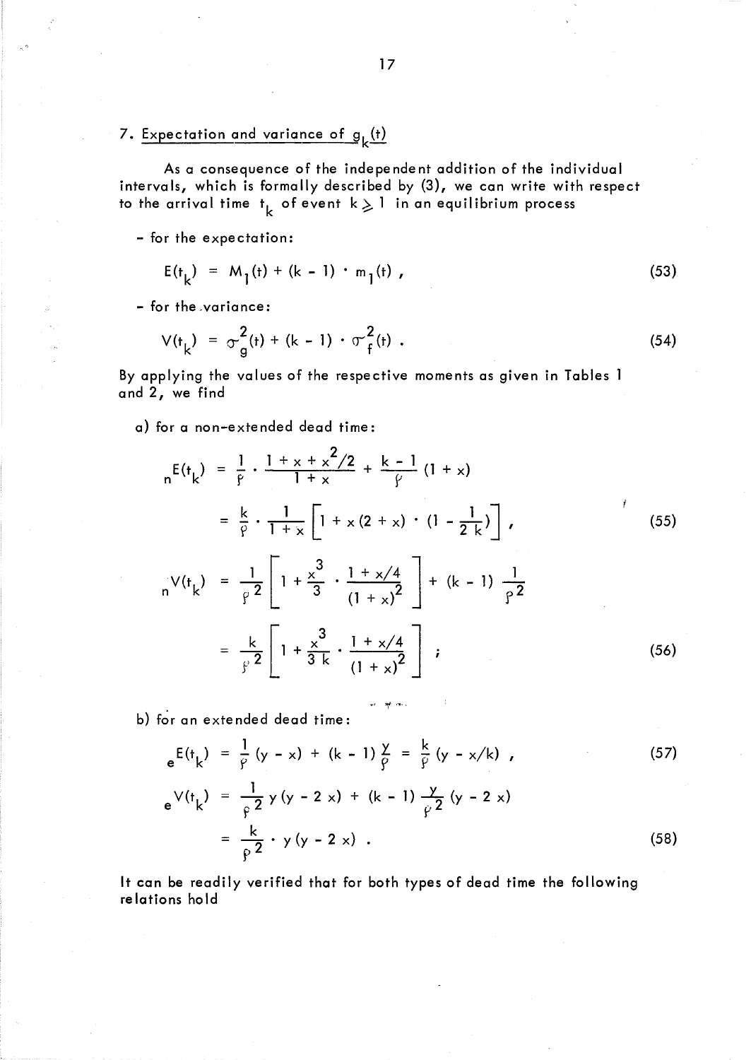## 7. Expectation and variance of $g_k(t)$

As a consequence of the independent addition of the individual intervals, which is formally described by (3), we can write with respect to the arrival time $t_k$ of event $k \geq 1$ in an equilibrium process

- for the expectation:

$$E(t_k) = M_1(t) + (k-1) \cdot m_1(t) , \tag{53}$$

- for the variance:

$$V(t_k) = \sigma_g^2(t) + (k-1) \cdot \sigma_f^2(t) . \tag{54}$$

By applying the values of the respective moments as given in Tables 1 and 2, we find

a) for a non-extended dead time:

$$\begin{aligned} {}_nE(t_k) &= \frac{1}{\rho} \cdot \frac{1 + x + x^2/2}{1 + x} + \frac{k-1}{\rho}(1 + x) \\ &= \frac{k}{\rho} \cdot \frac{1}{1+x}\left[1 + x(2+x) \cdot \left(1 - \frac{1}{2k}\right)\right] , \end{aligned} \tag{55}$$

$$\begin{aligned} {}_nV(t_k) &= \frac{1}{\rho^2}\left[1 + \frac{x^3}{3} \cdot \frac{1 + x/4}{(1+x)^2}\right] + (k-1)\frac{1}{\rho^2} \\ &= \frac{k}{\rho^2}\left[1 + \frac{x^3}{3k} \cdot \frac{1 + x/4}{(1+x)^2}\right] ; \end{aligned} \tag{56}$$

b) for an extended dead time:

$${}_eE(t_k) = \frac{1}{\rho}(y - x) + (k-1)\frac{y}{\rho} = \frac{k}{\rho}(y - x/k) , \tag{57}$$

$$\begin{aligned} {}_eV(t_k) &= \frac{1}{\rho^2}\, y(y - 2x) + (k-1)\frac{y}{\rho^2}(y - 2x) \\ &= \frac{k}{\rho^2} \cdot y(y - 2x) . \end{aligned} \tag{58}$$

It can be readily verified that for both types of dead time the following relations hold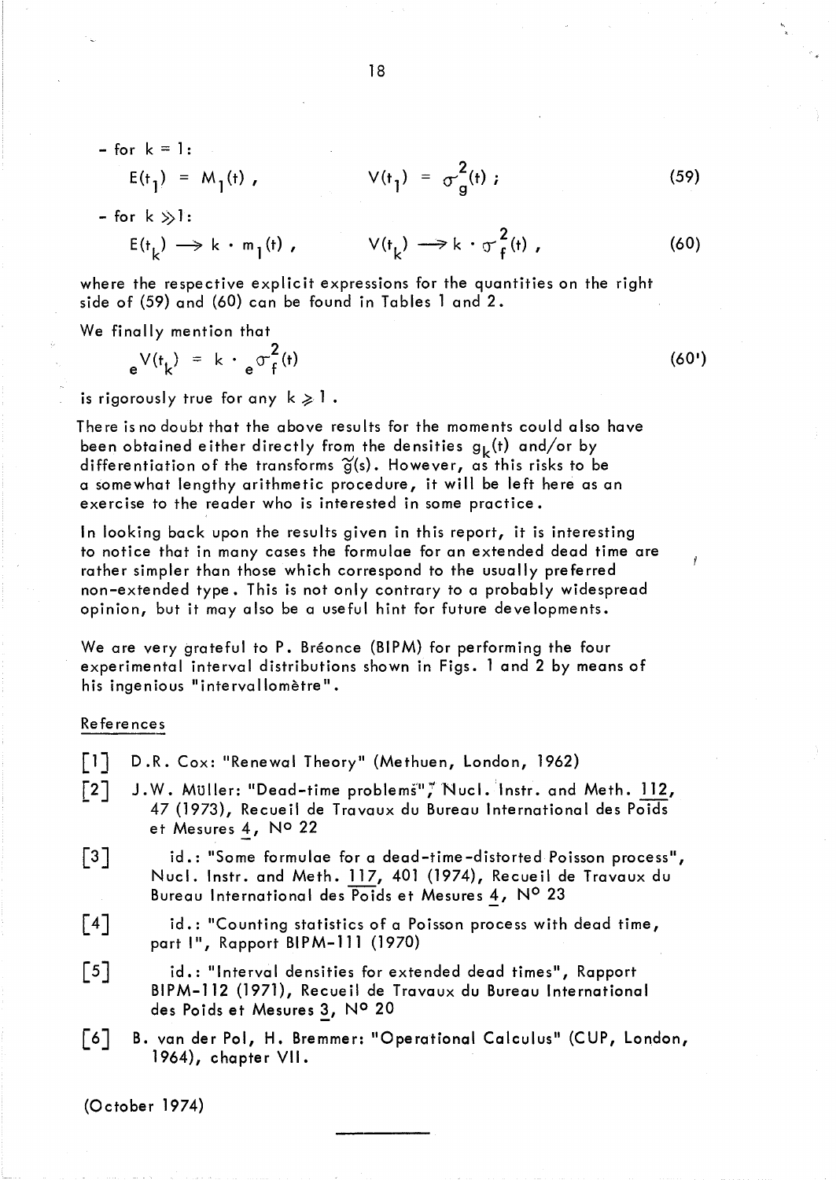- for $k = 1$:

$$E(t_1) = M_1(t)\,, \qquad V(t_1) = \sigma_g^2(t)\,; \tag{59}$$

- for $k \gg 1$:

$$E(t_k) \rightarrow k \cdot m_1(t)\,, \qquad V(t_k) \rightarrow k \cdot \sigma_f^2(t)\,, \tag{60}$$

where the respective explicit expressions for the quantities on the right side of (59) and (60) can be found in Tables 1 and 2.

We finally mention that

$$_eV(t_k) = k \cdot {}_e\sigma_f^2(t) \tag{60'}$$

is rigorously true for any $k \geqslant 1$.

There is no doubt that the above results for the moments could also have been obtained either directly from the densities $g_k(t)$ and/or by differentiation of the transforms $\tilde{g}(s)$. However, as this risks to be a somewhat lengthy arithmetic procedure, it will be left here as an exercise to the reader who is interested in some practice.

In looking back upon the results given in this report, it is interesting to notice that in many cases the formulae for an extended dead time are rather simpler than those which correspond to the usually preferred non-extended type. This is not only contrary to a probably widespread opinion, but it may also be a useful hint for future developments.

We are very grateful to P. Bréonce (BIPM) for performing the four experimental interval distributions shown in Figs. 1 and 2 by means of his ingenious "intervallomètre".

## References

[1] D.R. Cox: "Renewal Theory" (Methuen, London, 1962)

[2] J.W. Müller: "Dead-time problems", Nucl. Instr. and Meth. 112, 47 (1973), Recueil de Travaux du Bureau International des Poids et Mesures 4, N° 22

[3] id.: "Some formulae for a dead-time-distorted Poisson process", Nucl. Instr. and Meth. 117, 401 (1974), Recueil de Travaux du Bureau International des Poids et Mesures 4, N° 23

[4] id.: "Counting statistics of a Poisson process with dead time, part I", Rapport BIPM-111 (1970)

[5] id.: "Interval densities for extended dead times", Rapport BIPM-112 (1971), Recueil de Travaux du Bureau International des Poids et Mesures 3, N° 20

[6] B. van der Pol, H. Bremmer: "Operational Calculus" (CUP, London, 1964), chapter VII.

(October 1974)